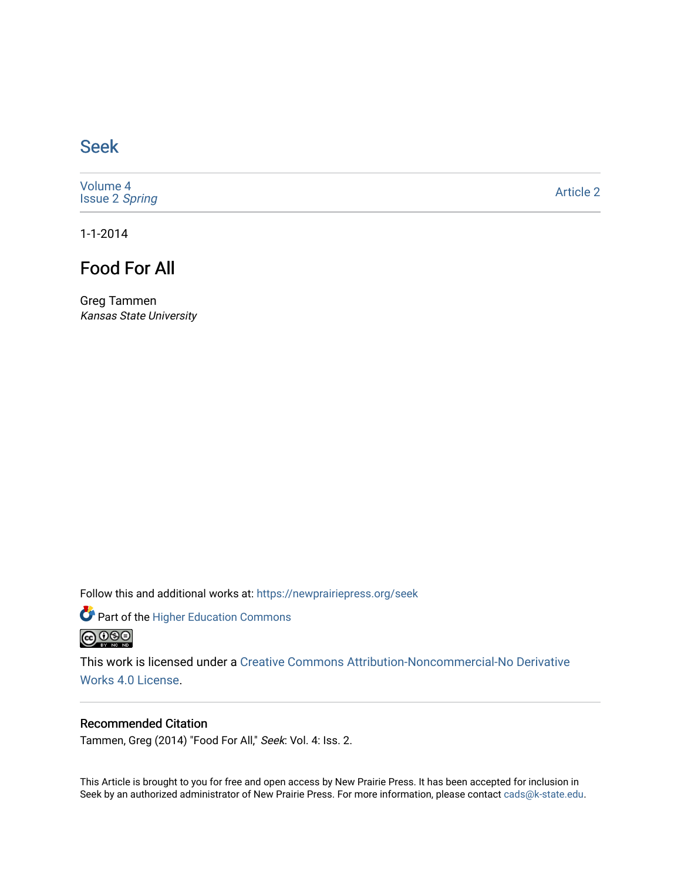# Seek

Volume 4
Issue 2 *Spring*

Article 2

1-1-2014

## Food For All

Greg Tammen
*Kansas State University*

Follow this and additional works at: https://newprairiepress.org/seek

Part of the Higher Education Commons

This work is licensed under a Creative Commons Attribution-Noncommercial-No Derivative Works 4.0 License.

### Recommended Citation

Tammen, Greg (2014) "Food For All," *Seek*: Vol. 4: Iss. 2.

This Article is brought to you for free and open access by New Prairie Press. It has been accepted for inclusion in Seek by an authorized administrator of New Prairie Press. For more information, please contact cads@k-state.edu.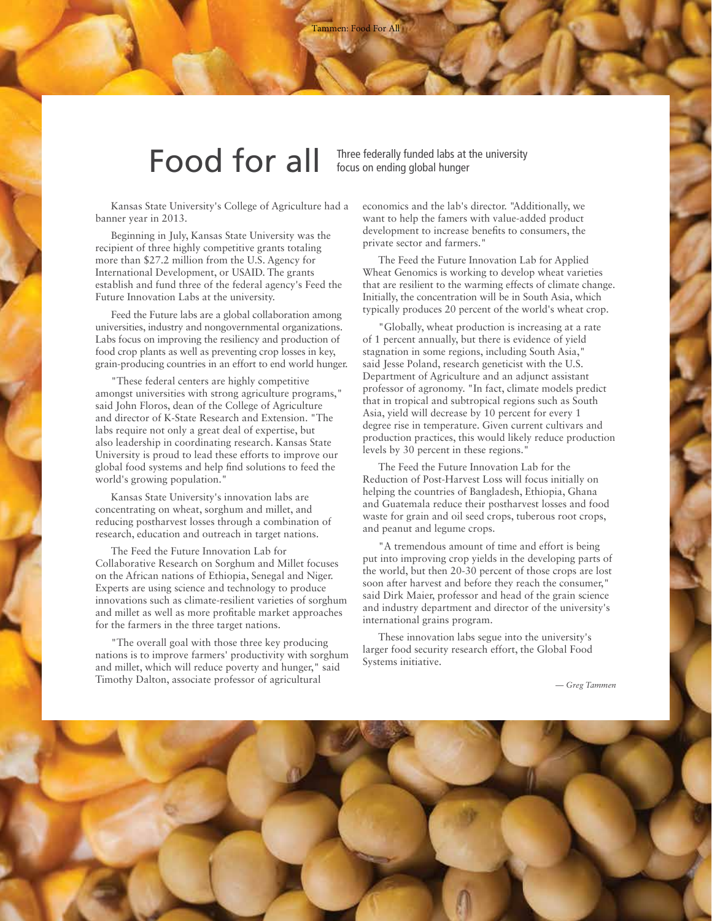# Food for all

Three federally funded labs at the university focus on ending global hunger

Kansas State University's College of Agriculture had a banner year in 2013.

Beginning in July, Kansas State University was the recipient of three highly competitive grants totaling more than $27.2 million from the U.S. Agency for International Development, or USAID. The grants establish and fund three of the federal agency's Feed the Future Innovation Labs at the university.

Feed the Future labs are a global collaboration among universities, industry and nongovernmental organizations. Labs focus on improving the resiliency and production of food crop plants as well as preventing crop losses in key, grain-producing countries in an effort to end world hunger.

"These federal centers are highly competitive amongst universities with strong agriculture programs," said John Floros, dean of the College of Agriculture and director of K-State Research and Extension. "The labs require not only a great deal of expertise, but also leadership in coordinating research. Kansas State University is proud to lead these efforts to improve our global food systems and help find solutions to feed the world's growing population."

Kansas State University's innovation labs are concentrating on wheat, sorghum and millet, and reducing postharvest losses through a combination of research, education and outreach in target nations.

The Feed the Future Innovation Lab for Collaborative Research on Sorghum and Millet focuses on the African nations of Ethiopia, Senegal and Niger. Experts are using science and technology to produce innovations such as climate-resilient varieties of sorghum and millet as well as more profitable market approaches for the farmers in the three target nations.

"The overall goal with those three key producing nations is to improve farmers' productivity with sorghum and millet, which will reduce poverty and hunger," said Timothy Dalton, associate professor of agricultural economics and the lab's director. "Additionally, we want to help the famers with value-added product development to increase benefits to consumers, the private sector and farmers."

The Feed the Future Innovation Lab for Applied Wheat Genomics is working to develop wheat varieties that are resilient to the warming effects of climate change. Initially, the concentration will be in South Asia, which typically produces 20 percent of the world's wheat crop.

"Globally, wheat production is increasing at a rate of 1 percent annually, but there is evidence of yield stagnation in some regions, including South Asia," said Jesse Poland, research geneticist with the U.S. Department of Agriculture and an adjunct assistant professor of agronomy. "In fact, climate models predict that in tropical and subtropical regions such as South Asia, yield will decrease by 10 percent for every 1 degree rise in temperature. Given current cultivars and production practices, this would likely reduce production levels by 30 percent in these regions."

The Feed the Future Innovation Lab for the Reduction of Post-Harvest Loss will focus initially on helping the countries of Bangladesh, Ethiopia, Ghana and Guatemala reduce their postharvest losses and food waste for grain and oil seed crops, tuberous root crops, and peanut and legume crops.

"A tremendous amount of time and effort is being put into improving crop yields in the developing parts of the world, but then 20-30 percent of those crops are lost soon after harvest and before they reach the consumer," said Dirk Maier, professor and head of the grain science and industry department and director of the university's international grains program.

These innovation labs segue into the university's larger food security research effort, the Global Food Systems initiative.

*— Greg Tammen*